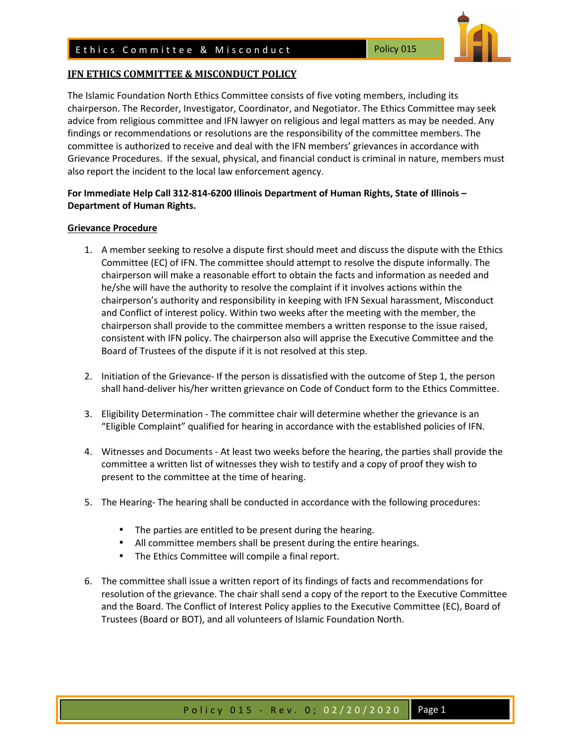# IFN ETHICS COMMITTEE & MISCONDUCT POLICY

The Islamic Foundation North Ethics Committee consists of five voting members, including its chairperson. The Recorder, Investigator, Coordinator, and Negotiator. The Ethics Committee may seek advice from religious committee and IFN lawyer on religious and legal matters as may be needed. Any findings or recommendations or resolutions are the responsibility of the committee members. The committee is authorized to receive and deal with the IFN members' grievances in accordance with Grievance Procedures. If the sexual, physical, and financial conduct is criminal in nature, members must also report the incident to the local law enforcement agency.

**For Immediate Help Call 312-814-6200 Illinois Department of Human Rights, State of Illinois – Department of Human Rights.**

## Grievance Procedure

1. A member seeking to resolve a dispute first should meet and discuss the dispute with the Ethics Committee (EC) of IFN. The committee should attempt to resolve the dispute informally. The chairperson will make a reasonable effort to obtain the facts and information as needed and he/she will have the authority to resolve the complaint if it involves actions within the chairperson's authority and responsibility in keeping with IFN Sexual harassment, Misconduct and Conflict of interest policy. Within two weeks after the meeting with the member, the chairperson shall provide to the committee members a written response to the issue raised, consistent with IFN policy. The chairperson also will apprise the Executive Committee and the Board of Trustees of the dispute if it is not resolved at this step.

2. Initiation of the Grievance- If the person is dissatisfied with the outcome of Step 1, the person shall hand-deliver his/her written grievance on Code of Conduct form to the Ethics Committee.

3. Eligibility Determination - The committee chair will determine whether the grievance is an "Eligible Complaint" qualified for hearing in accordance with the established policies of IFN.

4. Witnesses and Documents - At least two weeks before the hearing, the parties shall provide the committee a written list of witnesses they wish to testify and a copy of proof they wish to present to the committee at the time of hearing.

5. The Hearing- The hearing shall be conducted in accordance with the following procedures:

   - The parties are entitled to be present during the hearing.
   - All committee members shall be present during the entire hearings.
   - The Ethics Committee will compile a final report.

6. The committee shall issue a written report of its findings of facts and recommendations for resolution of the grievance. The chair shall send a copy of the report to the Executive Committee and the Board. The Conflict of Interest Policy applies to the Executive Committee (EC), Board of Trustees (Board or BOT), and all volunteers of Islamic Foundation North.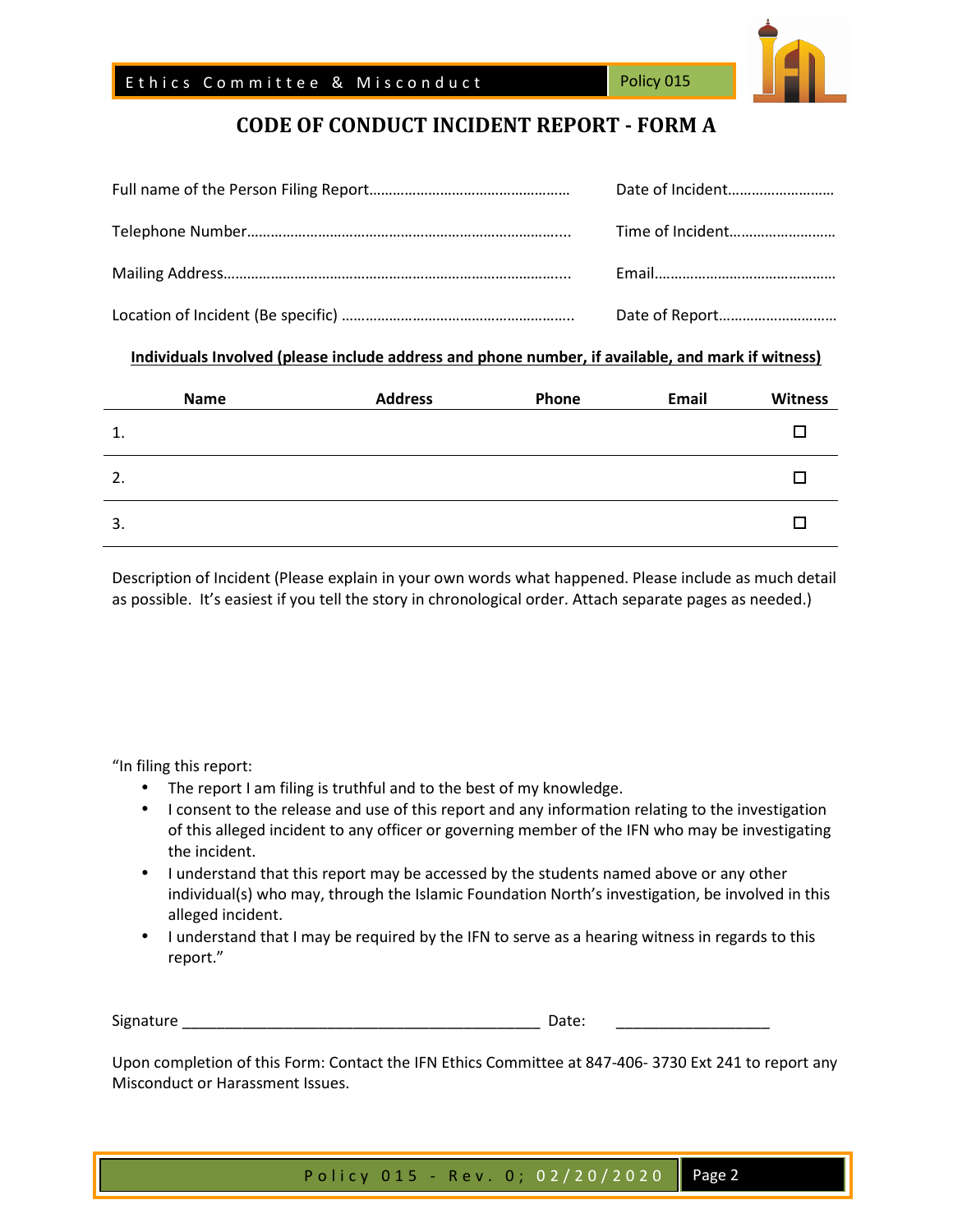# CODE OF CONDUCT INCIDENT REPORT - FORM A

Full name of the Person Filing Report…………………………………………… Date of Incident………………………

Telephone Number…………………………………………………………………... Time of Incident………………………

Mailing Address…………………………………………………………………………... Email………………………………………

Location of Incident (Be specific) ………………………………………………….. Date of Report…………………………

**Individuals Involved (please include address and phone number, if available, and mark if witness)**

| Name | Address | Phone | Email | Witness |
|---|---|---|---|---|
| 1. | | | | ☐ |
| 2. | | | | ☐ |
| 3. | | | | ☐ |

Description of Incident (Please explain in your own words what happened. Please include as much detail as possible. It's easiest if you tell the story in chronological order. Attach separate pages as needed.)

"In filing this report:

- The report I am filing is truthful and to the best of my knowledge.
- I consent to the release and use of this report and any information relating to the investigation of this alleged incident to any officer or governing member of the IFN who may be investigating the incident.
- I understand that this report may be accessed by the students named above or any other individual(s) who may, through the Islamic Foundation North's investigation, be involved in this alleged incident.
- I understand that I may be required by the IFN to serve as a hearing witness in regards to this report."

Signature ___________________________________________ Date: __________________

Upon completion of this Form: Contact the IFN Ethics Committee at 847-406- 3730 Ext 241 to report any Misconduct or Harassment Issues.